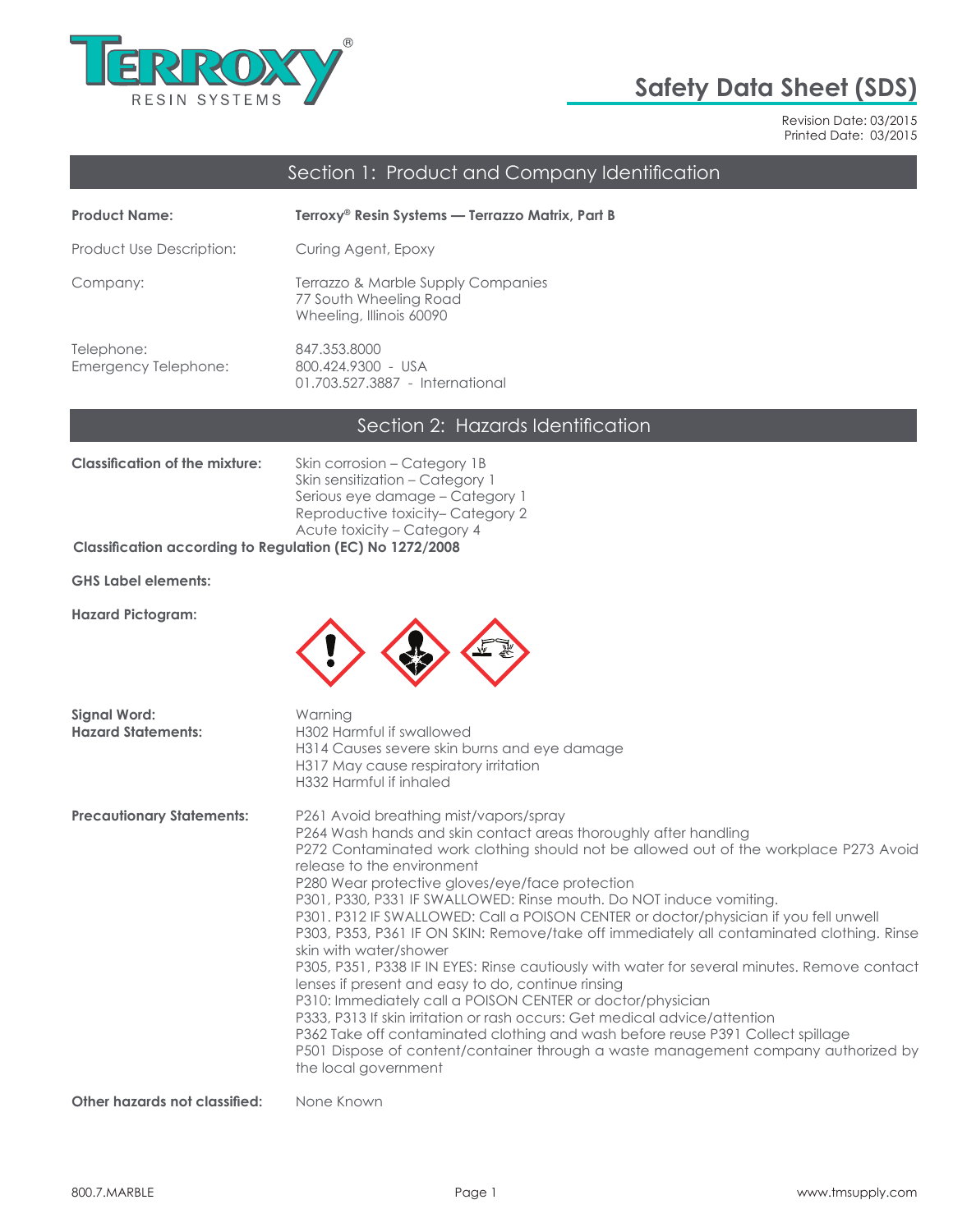# Safety Data Sheet (SDS)

Revision Date: 03/2015
Printed Date: 03/2015

## Section 1: Product and Company Identification

**Product Name:** **Terroxy® Resin Systems — Terrazzo Matrix, Part B**

Product Use Description: Curing Agent, Epoxy

Company: Terrazzo & Marble Supply Companies
77 South Wheeling Road
Wheeling, Illinois 60090

Telephone: 847.353.8000
Emergency Telephone: 800.424.9300 - USA
01.703.527.3887 - International

## Section 2: Hazards Identification

**Classification of the mixture:**
Skin corrosion – Category 1B
Skin sensitization – Category 1
Serious eye damage – Category 1
Reproductive toxicity– Category 2
Acute toxicity – Category 4

**Classification according to Regulation (EC) No 1272/2008**

**GHS Label elements:**

**Hazard Pictogram:**

**Signal Word:** Warning

**Hazard Statements:**
H302 Harmful if swallowed
H314 Causes severe skin burns and eye damage
H317 May cause respiratory irritation
H332 Harmful if inhaled

**Precautionary Statements:**
P261 Avoid breathing mist/vapors/spray
P264 Wash hands and skin contact areas thoroughly after handling
P272 Contaminated work clothing should not be allowed out of the workplace P273 Avoid release to the environment
P280 Wear protective gloves/eye/face protection
P301, P330, P331 IF SWALLOWED: Rinse mouth. Do NOT induce vomiting.
P301. P312 IF SWALLOWED: Call a POISON CENTER or doctor/physician if you fell unwell
P303, P353, P361 IF ON SKIN: Remove/take off immediately all contaminated clothing. Rinse skin with water/shower
P305, P351, P338 IF IN EYES: Rinse cautiously with water for several minutes. Remove contact lenses if present and easy to do, continue rinsing
P310: Immediately call a POISON CENTER or doctor/physician
P333, P313 If skin irritation or rash occurs: Get medical advice/attention
P362 Take off contaminated clothing and wash before reuse P391 Collect spillage
P501 Dispose of content/container through a waste management company authorized by the local government

**Other hazards not classified:** None Known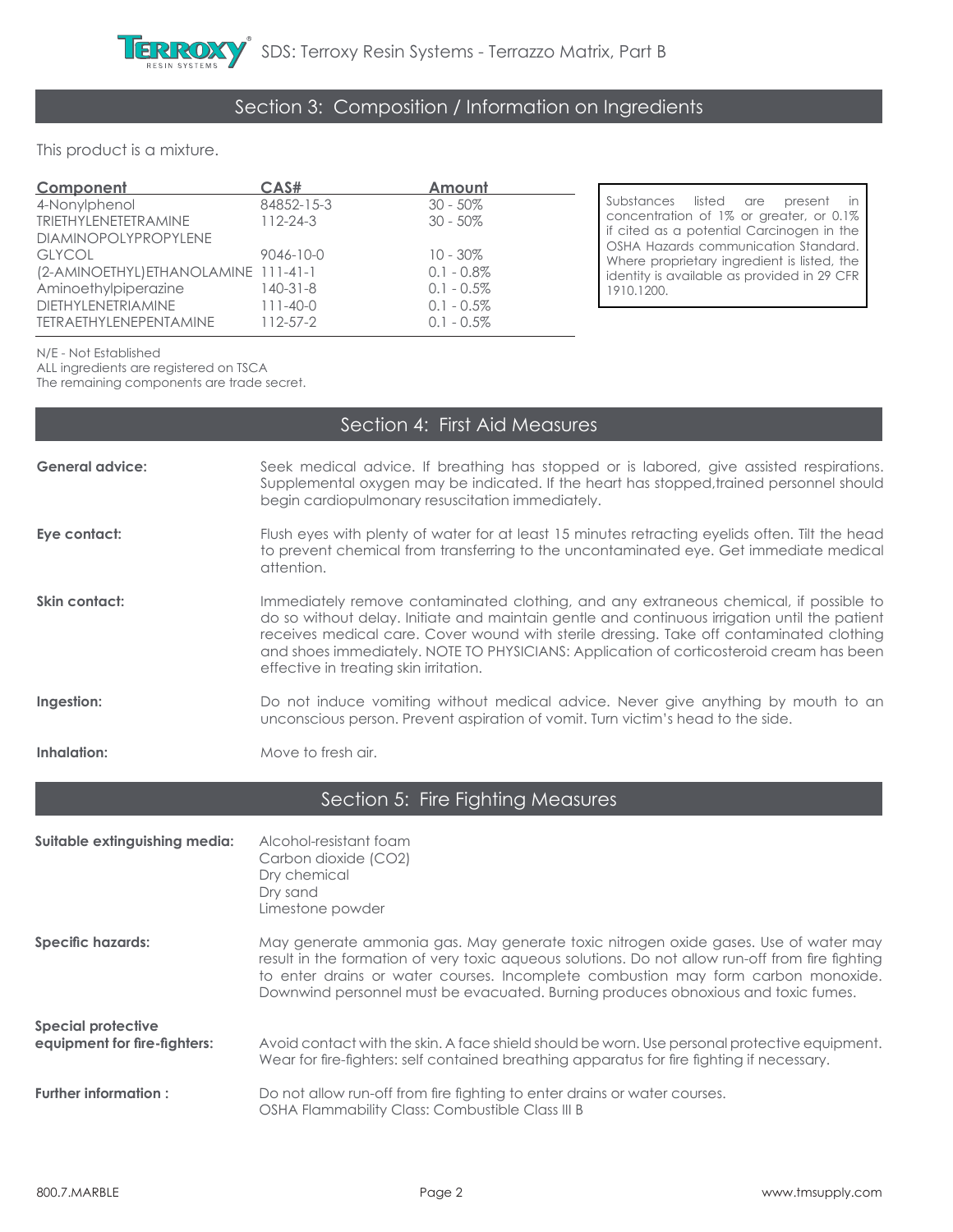## Section 3: Composition / Information on Ingredients

This product is a mixture.

| Component | CAS# | Amount |
|---|---|---|
| 4-Nonylphenol | 84852-15-3 | 30 - 50% |
| TRIETHYLENETETRAMINE | 112-24-3 | 30 - 50% |
| DIAMINOPOLYPROPYLENE GLYCOL | 9046-10-0 | 10 - 30% |
| (2-AMINOETHYL)ETHANOLAMINE | 111-41-1 | 0.1 - 0.8% |
| Aminoethylpiperazine | 140-31-8 | 0.1 - 0.5% |
| DIETHYLENETRIAMINE | 111-40-0 | 0.1 - 0.5% |
| TETRAETHYLENEPENTAMINE | 112-57-2 | 0.1 - 0.5% |

Substances listed are present in concentration of 1% or greater, or 0.1% if cited as a potential Carcinogen in the OSHA Hazards communication Standard. Where proprietary ingredient is listed, the identity is available as provided in 29 CFR 1910.1200.

N/E - Not Established
ALL ingredients are registered on TSCA
The remaining components are trade secret.

## Section 4: First Aid Measures

**General advice:** Seek medical advice. If breathing has stopped or is labored, give assisted respirations. Supplemental oxygen may be indicated. If the heart has stopped,trained personnel should begin cardiopulmonary resuscitation immediately.

**Eye contact:** Flush eyes with plenty of water for at least 15 minutes retracting eyelids often. Tilt the head to prevent chemical from transferring to the uncontaminated eye. Get immediate medical attention.

**Skin contact:** Immediately remove contaminated clothing, and any extraneous chemical, if possible to do so without delay. Initiate and maintain gentle and continuous irrigation until the patient receives medical care. Cover wound with sterile dressing. Take off contaminated clothing and shoes immediately. NOTE TO PHYSICIANS: Application of corticosteroid cream has been effective in treating skin irritation.

**Ingestion:** Do not induce vomiting without medical advice. Never give anything by mouth to an unconscious person. Prevent aspiration of vomit. Turn victim's head to the side.

**Inhalation:** Move to fresh air.

## Section 5: Fire Fighting Measures

**Suitable extinguishing media:**
Alcohol-resistant foam
Carbon dioxide ($CO_2$)
Dry chemical
Dry sand
Limestone powder

**Specific hazards:** May generate ammonia gas. May generate toxic nitrogen oxide gases. Use of water may result in the formation of very toxic aqueous solutions. Do not allow run-off from fire fighting to enter drains or water courses. Incomplete combustion may form carbon monoxide. Downwind personnel must be evacuated. Burning produces obnoxious and toxic fumes.

**Special protective equipment for fire-fighters:** Avoid contact with the skin. A face shield should be worn. Use personal protective equipment. Wear for fire-fighters: self contained breathing apparatus for fire fighting if necessary.

**Further information :** Do not allow run-off from fire fighting to enter drains or water courses.
OSHA Flammability Class: Combustible Class III B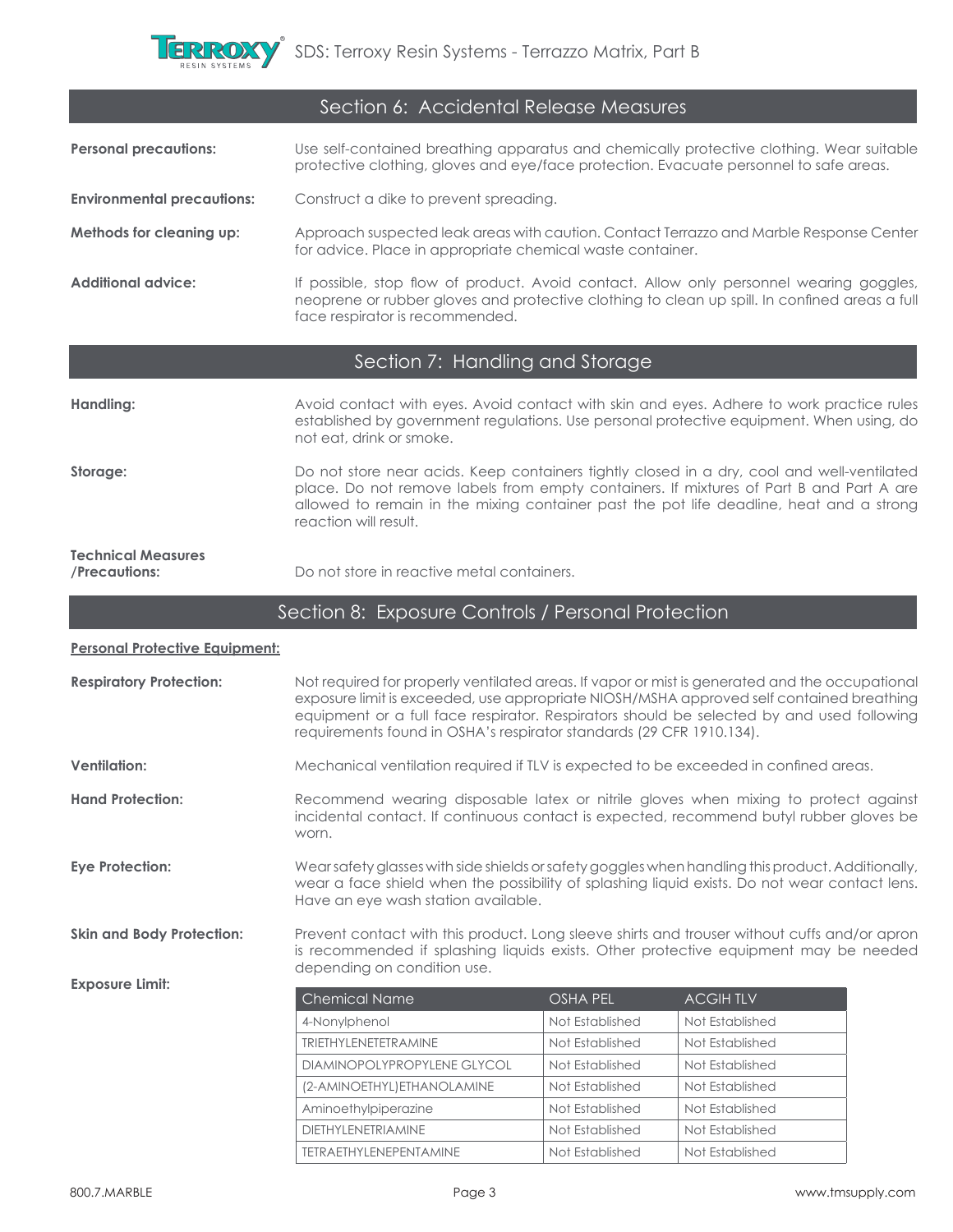## Section 6: Accidental Release Measures

**Personal precautions:** Use self-contained breathing apparatus and chemically protective clothing. Wear suitable protective clothing, gloves and eye/face protection. Evacuate personnel to safe areas.

**Environmental precautions:** Construct a dike to prevent spreading.

**Methods for cleaning up:** Approach suspected leak areas with caution. Contact Terrazzo and Marble Response Center for advice. Place in appropriate chemical waste container.

**Additional advice:** If possible, stop flow of product. Avoid contact. Allow only personnel wearing goggles, neoprene or rubber gloves and protective clothing to clean up spill. In confined areas a full face respirator is recommended.

## Section 7: Handling and Storage

**Handling:** Avoid contact with eyes. Avoid contact with skin and eyes. Adhere to work practice rules established by government regulations. Use personal protective equipment. When using, do not eat, drink or smoke.

**Storage:** Do not store near acids. Keep containers tightly closed in a dry, cool and well-ventilated place. Do not remove labels from empty containers. If mixtures of Part B and Part A are allowed to remain in the mixing container past the pot life deadline, heat and a strong reaction will result.

**Technical Measures /Precautions:** Do not store in reactive metal containers.

## Section 8: Exposure Controls / Personal Protection

**Personal Protective Equipment:**

**Respiratory Protection:** Not required for properly ventilated areas. If vapor or mist is generated and the occupational exposure limit is exceeded, use appropriate NIOSH/MSHA approved self contained breathing equipment or a full face respirator. Respirators should be selected by and used following requirements found in OSHA's respirator standards (29 CFR 1910.134).

**Ventilation:** Mechanical ventilation required if TLV is expected to be exceeded in confined areas.

**Hand Protection:** Recommend wearing disposable latex or nitrile gloves when mixing to protect against incidental contact. If continuous contact is expected, recommend butyl rubber gloves be worn.

**Eye Protection:** Wear safety glasses with side shields or safety goggles when handling this product. Additionally, wear a face shield when the possibility of splashing liquid exists. Do not wear contact lens. Have an eye wash station available.

**Skin and Body Protection:** Prevent contact with this product. Long sleeve shirts and trouser without cuffs and/or apron is recommended if splashing liquids exists. Other protective equipment may be needed depending on condition use.

**Exposure Limit:**

| Chemical Name | OSHA PEL | ACGIH TLV |
|---|---|---|
| 4-Nonylphenol | Not Established | Not Established |
| TRIETHYLENETETRAMINE | Not Established | Not Established |
| DIAMINOPOLYPROPYLENE GLYCOL | Not Established | Not Established |
| (2-AMINOETHYL)ETHANOLAMINE | Not Established | Not Established |
| Aminoethylpiperazine | Not Established | Not Established |
| DIETHYLENETRIAMINE | Not Established | Not Established |
| TETRAETHYLENEPENTAMINE | Not Established | Not Established |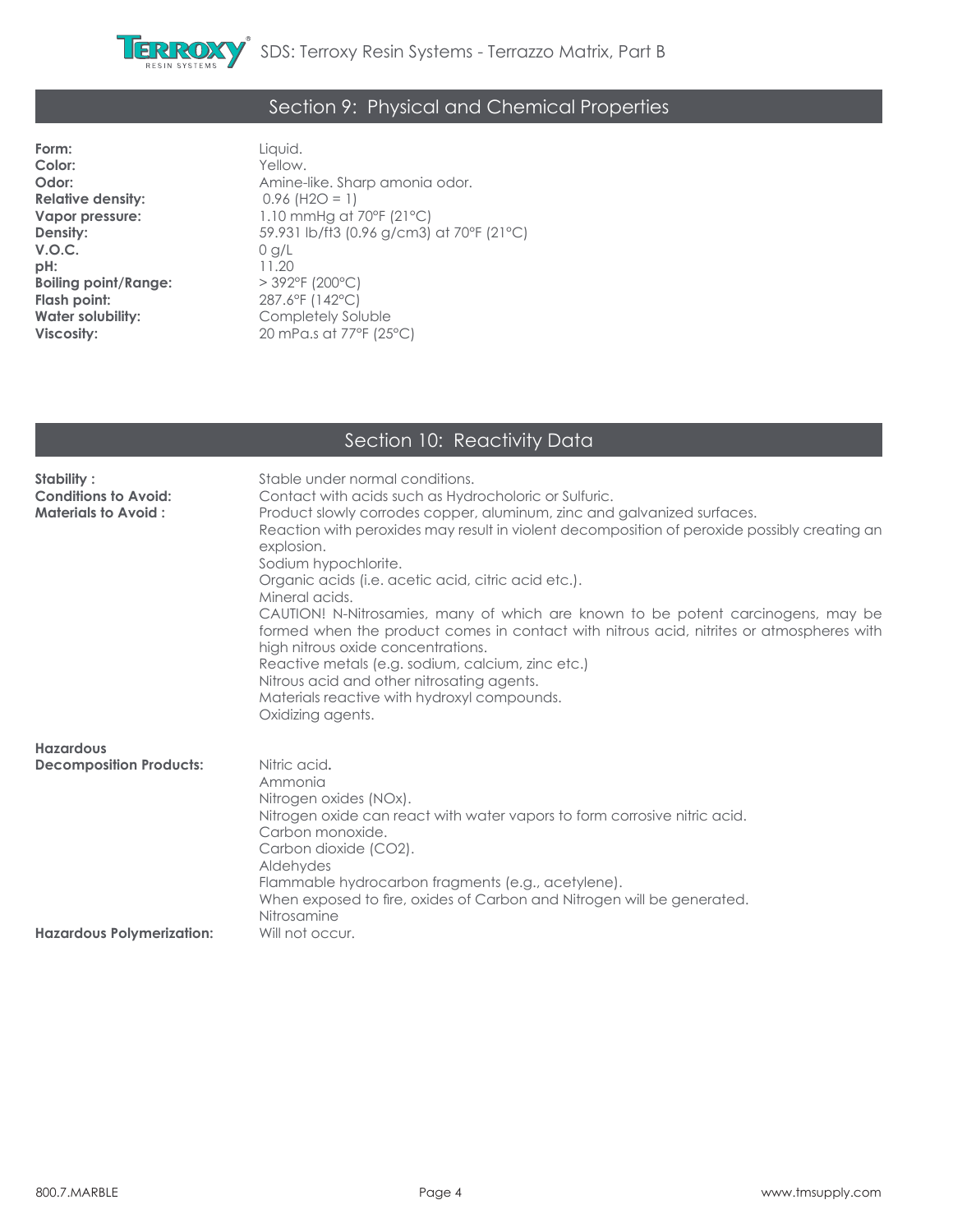## Section 9: Physical and Chemical Properties

| | |
|---|---|
| **Form:** | Liquid. |
| **Color:** | Yellow. |
| **Odor:** | Amine-like. Sharp amonia odor. |
| **Relative density:** | 0.96 ($H_2O$ = 1) |
| **Vapor pressure:** | 1.10 mmHg at 70°F (21°C) |
| **Density:** | 59.931 lb/ft3 (0.96 g/cm3) at 70°F (21°C) |
| **V.O.C.** | 0 g/L |
| **pH:** | 11.20 |
| **Boiling point/Range:** | > 392°F (200°C) |
| **Flash point:** | 287.6°F (142°C) |
| **Water solubility:** | Completely Soluble |
| **Viscosity:** | 20 mPa.s at 77°F (25°C) |

## Section 10: Reactivity Data

**Stability :** Stable under normal conditions.

**Conditions to Avoid:** Contact with acids such as Hydrocholoric or Sulfuric.

**Materials to Avoid :** Product slowly corrodes copper, aluminum, zinc and galvanized surfaces.
Reaction with peroxides may result in violent decomposition of peroxide possibly creating an explosion.
Sodium hypochlorite.
Organic acids (i.e. acetic acid, citric acid etc.).
Mineral acids.
CAUTION! N-Nitrosamies, many of which are known to be potent carcinogens, may be formed when the product comes in contact with nitrous acid, nitrites or atmospheres with high nitrous oxide concentrations.
Reactive metals (e.g. sodium, calcium, zinc etc.)
Nitrous acid and other nitrosating agents.
Materials reactive with hydroxyl compounds.
Oxidizing agents.

**Hazardous Decomposition Products:** Nitric acid**.**
Ammonia
Nitrogen oxides (NOx).
Nitrogen oxide can react with water vapors to form corrosive nitric acid.
Carbon monoxide.
Carbon dioxide ($CO_2$).
Aldehydes
Flammable hydrocarbon fragments (e.g., acetylene).
When exposed to fire, oxides of Carbon and Nitrogen will be generated.
Nitrosamine

**Hazardous Polymerization:** Will not occur.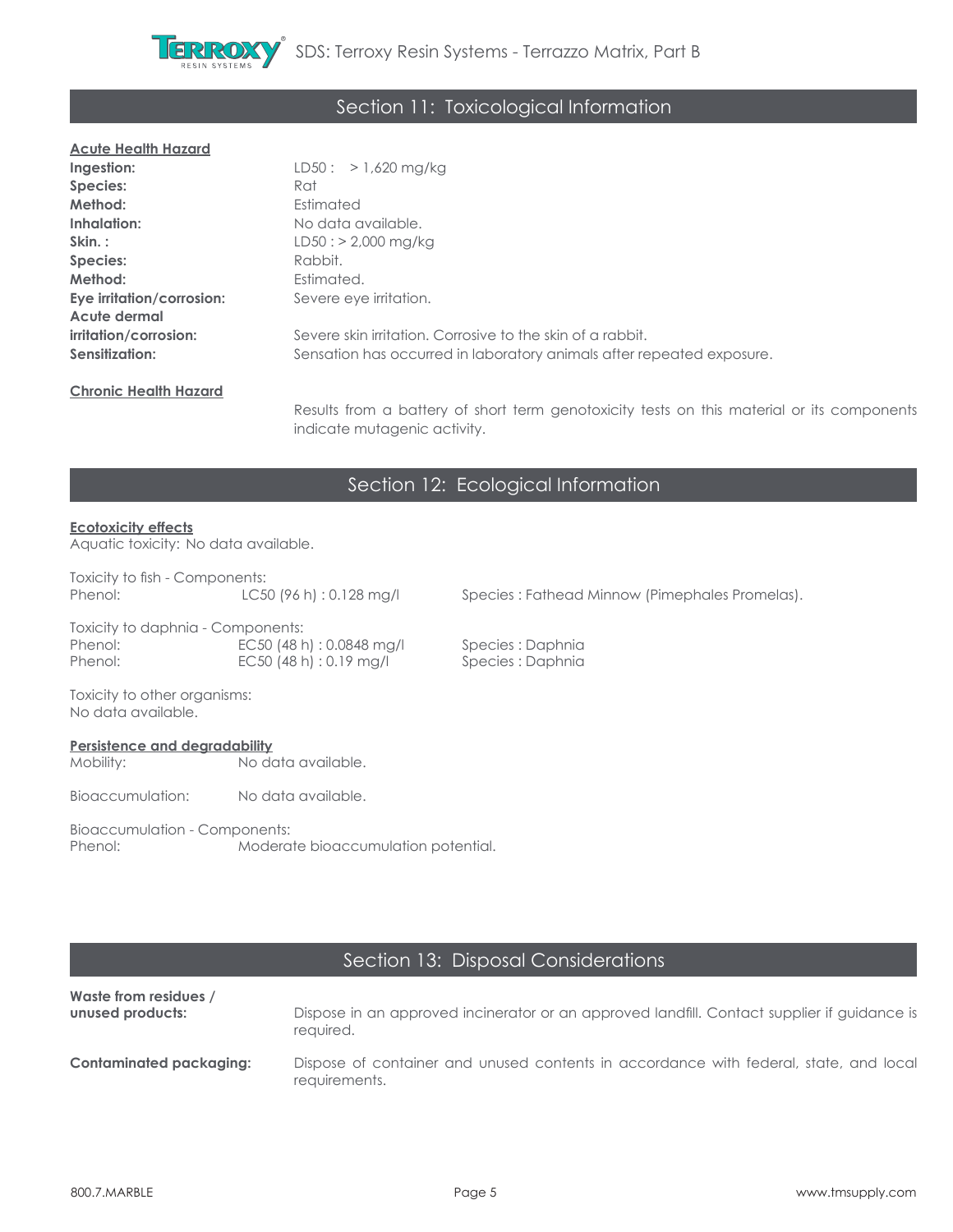## Section 11: Toxicological Information

**Acute Health Hazard**

**Ingestion:** LD50 : > 1,620 mg/kg
**Species:** Rat
**Method:** Estimated
**Inhalation:** No data available.
**Skin. :** LD50 : > 2,000 mg/kg
**Species:** Rabbit.
**Method:** Estimated.
**Eye irritation/corrosion:** Severe eye irritation.
**Acute dermal irritation/corrosion:** Severe skin irritation. Corrosive to the skin of a rabbit.
**Sensitization:** Sensation has occurred in laboratory animals after repeated exposure.

**Chronic Health Hazard**

Results from a battery of short term genotoxicity tests on this material or its components indicate mutagenic activity.

## Section 12: Ecological Information

**Ecotoxicity effects**

Aquatic toxicity: No data available.

Toxicity to fish - Components:

| Phenol: | LC50 (96 h) : 0.128 mg/l | Species : Fathead Minnow (Pimephales Promelas). |
|---|---|---|

Toxicity to daphnia - Components:

| Phenol: | EC50 (48 h) : 0.0848 mg/l | Species : Daphnia |
|---|---|---|
| Phenol: | EC50 (48 h) : 0.19 mg/l | Species : Daphnia |

Toxicity to other organisms:
No data available.

**Persistence and degradability**

Mobility: No data available.

Bioaccumulation: No data available.

Bioaccumulation - Components:
Phenol: Moderate bioaccumulation potential.

## Section 13: Disposal Considerations

**Waste from residues / unused products:** Dispose in an approved incinerator or an approved landfill. Contact supplier if guidance is required.

**Contaminated packaging:** Dispose of container and unused contents in accordance with federal, state, and local requirements.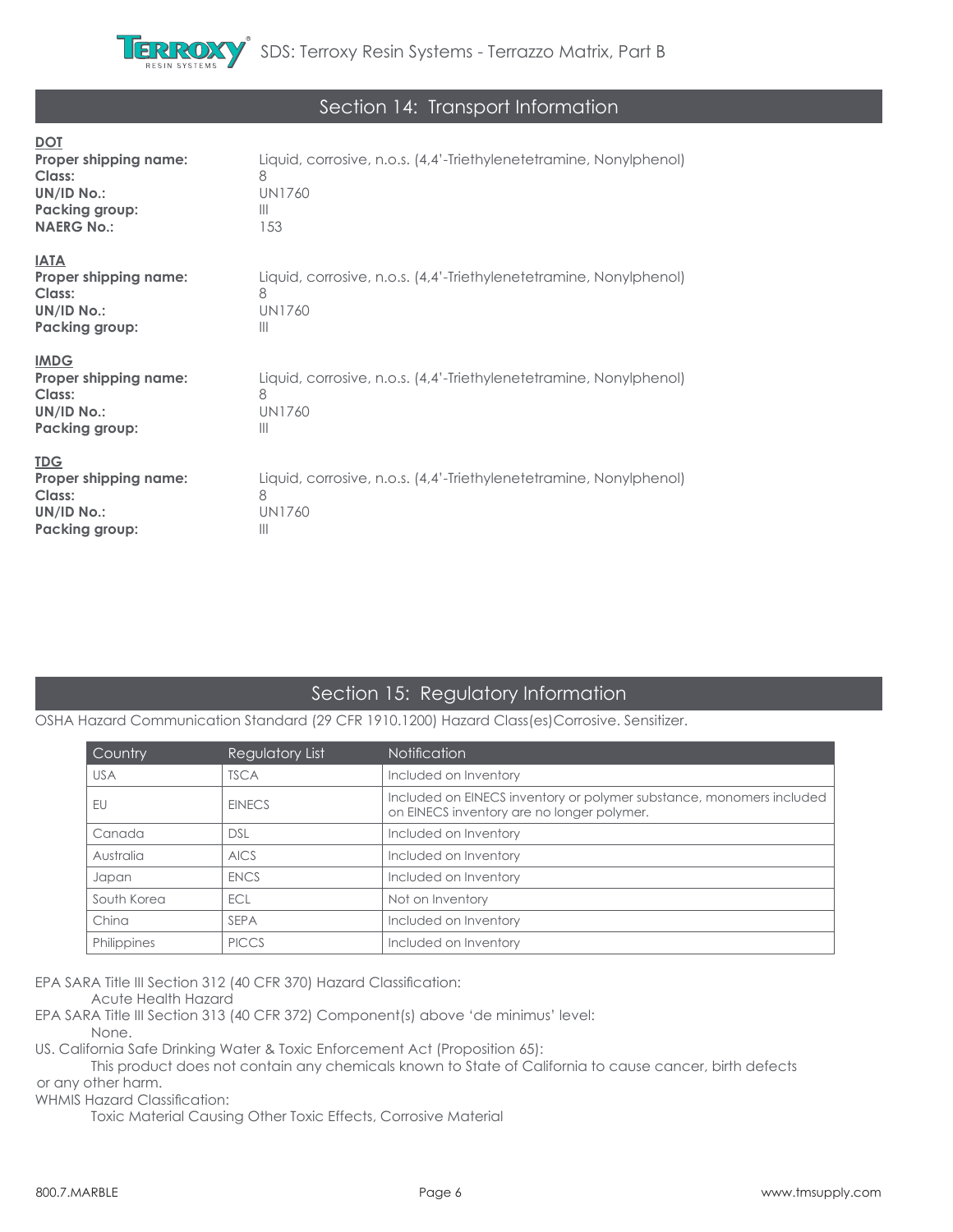## Section 14: Transport Information

**DOT**

**Proper shipping name:** Liquid, corrosive, n.o.s. (4,4'-Triethylenetetramine, Nonylphenol)
**Class:** 8
**UN/ID No.:** UN1760
**Packing group:** III
**NAERG No.:** 153

**IATA**

**Proper shipping name:** Liquid, corrosive, n.o.s. (4,4'-Triethylenetetramine, Nonylphenol)
**Class:** 8
**UN/ID No.:** UN1760
**Packing group:** III

**IMDG**

**Proper shipping name:** Liquid, corrosive, n.o.s. (4,4'-Triethylenetetramine, Nonylphenol)
**Class:** 8
**UN/ID No.:** UN1760
**Packing group:** III

**TDG**

**Proper shipping name:** Liquid, corrosive, n.o.s. (4,4'-Triethylenetetramine, Nonylphenol)
**Class:** 8
**UN/ID No.:** UN1760
**Packing group:** III

## Section 15: Regulatory Information

OSHA Hazard Communication Standard (29 CFR 1910.1200) Hazard Class(es)Corrosive. Sensitizer.

| Country | Regulatory List | Notification |
|---|---|---|
| USA | TSCA | Included on Inventory |
| EU | EINECS | Included on EINECS inventory or polymer substance, monomers included on EINECS inventory are no longer polymer. |
| Canada | DSL | Included on Inventory |
| Australia | AICS | Included on Inventory |
| Japan | ENCS | Included on Inventory |
| South Korea | ECL | Not on Inventory |
| China | SEPA | Included on Inventory |
| Philippines | PICCS | Included on Inventory |

EPA SARA Title III Section 312 (40 CFR 370) Hazard Classification:

Acute Health Hazard

EPA SARA Title III Section 313 (40 CFR 372) Component(s) above 'de minimus' level:

None.

US. California Safe Drinking Water & Toxic Enforcement Act (Proposition 65):

This product does not contain any chemicals known to State of California to cause cancer, birth defects or any other harm.

WHMIS Hazard Classification:

Toxic Material Causing Other Toxic Effects, Corrosive Material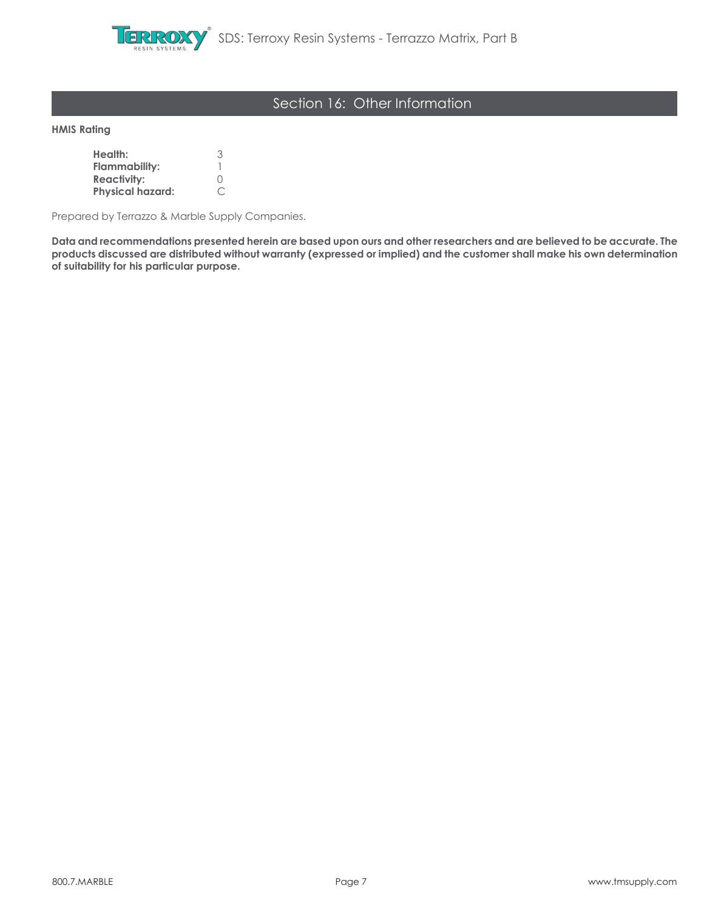## Section 16: Other Information

**HMIS Rating**

| | |
|---|---|
| **Health:** | 3 |
| **Flammability:** | 1 |
| **Reactivity:** | 0 |
| **Physical hazard:** | C |

Prepared by Terrazzo & Marble Supply Companies.

**Data and recommendations presented herein are based upon ours and other researchers and are believed to be accurate. The products discussed are distributed without warranty (expressed or implied) and the customer shall make his own determination of suitability for his particular purpose.**